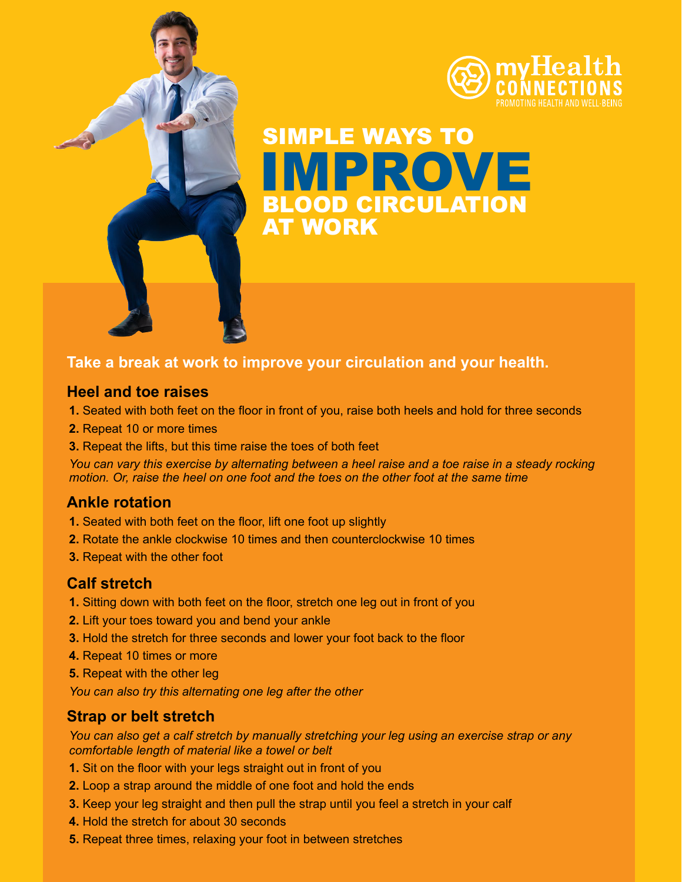myHealth CONNECTIONS
PROMOTING HEALTH AND WELL-BEING

# SIMPLE WAYS TO IMPROVE BLOOD CIRCULATION AT WORK

**Take a break at work to improve your circulation and your health.**

## Heel and toe raises

1. Seated with both feet on the floor in front of you, raise both heels and hold for three seconds
2. Repeat 10 or more times
3. Repeat the lifts, but this time raise the toes of both feet

*You can vary this exercise by alternating between a heel raise and a toe raise in a steady rocking motion. Or, raise the heel on one foot and the toes on the other foot at the same time*

## Ankle rotation

1. Seated with both feet on the floor, lift one foot up slightly
2. Rotate the ankle clockwise 10 times and then counterclockwise 10 times
3. Repeat with the other foot

## Calf stretch

1. Sitting down with both feet on the floor, stretch one leg out in front of you
2. Lift your toes toward you and bend your ankle
3. Hold the stretch for three seconds and lower your foot back to the floor
4. Repeat 10 times or more
5. Repeat with the other leg

*You can also try this alternating one leg after the other*

## Strap or belt stretch

*You can also get a calf stretch by manually stretching your leg using an exercise strap or any comfortable length of material like a towel or belt*

1. Sit on the floor with your legs straight out in front of you
2. Loop a strap around the middle of one foot and hold the ends
3. Keep your leg straight and then pull the strap until you feel a stretch in your calf
4. Hold the stretch for about 30 seconds
5. Repeat three times, relaxing your foot in between stretches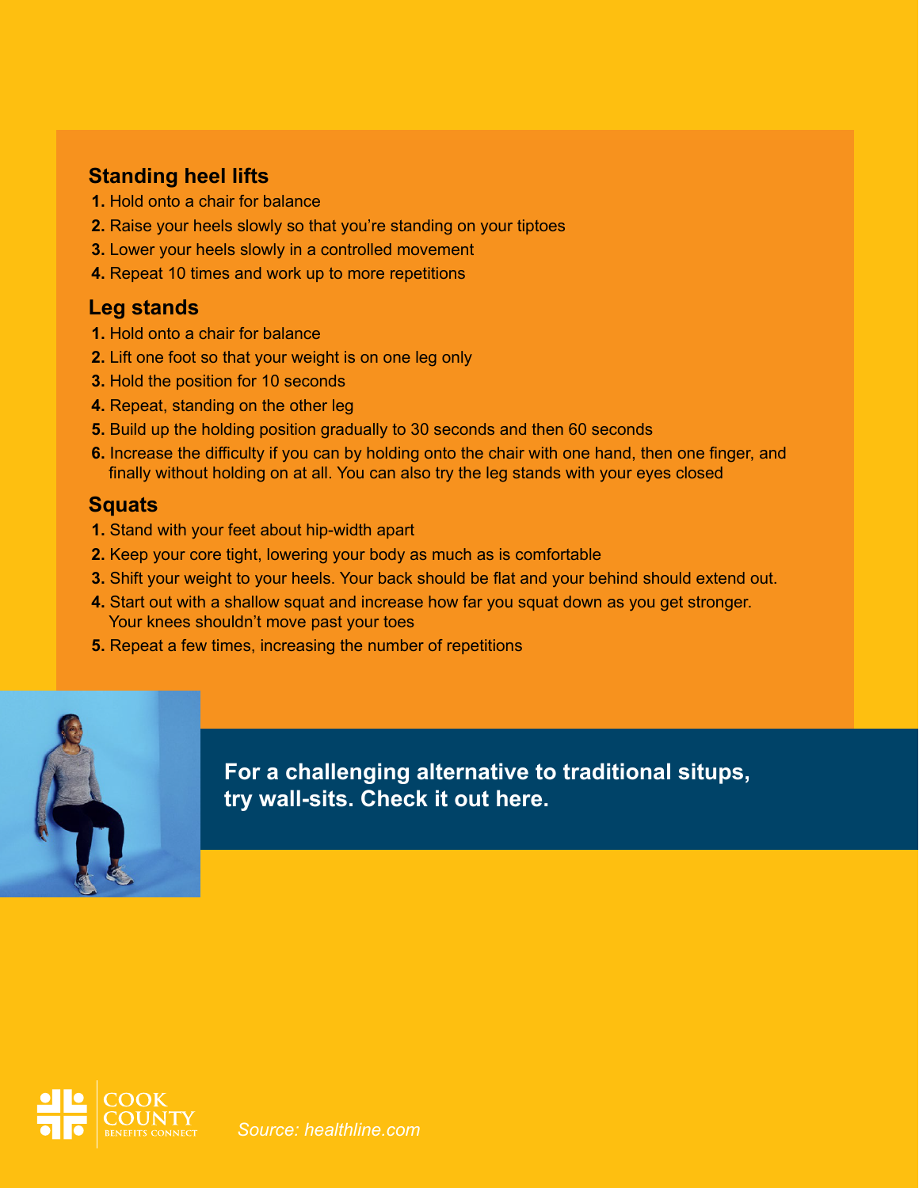## Standing heel lifts

1. Hold onto a chair for balance
2. Raise your heels slowly so that you're standing on your tiptoes
3. Lower your heels slowly in a controlled movement
4. Repeat 10 times and work up to more repetitions

## Leg stands

1. Hold onto a chair for balance
2. Lift one foot so that your weight is on one leg only
3. Hold the position for 10 seconds
4. Repeat, standing on the other leg
5. Build up the holding position gradually to 30 seconds and then 60 seconds
6. Increase the difficulty if you can by holding onto the chair with one hand, then one finger, and finally without holding on at all. You can also try the leg stands with your eyes closed

## Squats

1. Stand with your feet about hip-width apart
2. Keep your core tight, lowering your body as much as is comfortable
3. Shift your weight to your heels. Your back should be flat and your behind should extend out.
4. Start out with a shallow squat and increase how far you squat down as you get stronger. Your knees shouldn't move past your toes
5. Repeat a few times, increasing the number of repetitions

**For a challenging alternative to traditional situps, try wall-sits. Check it out here.**

COOK COUNTY BENEFITS CONNECT

*Source: healthline.com*